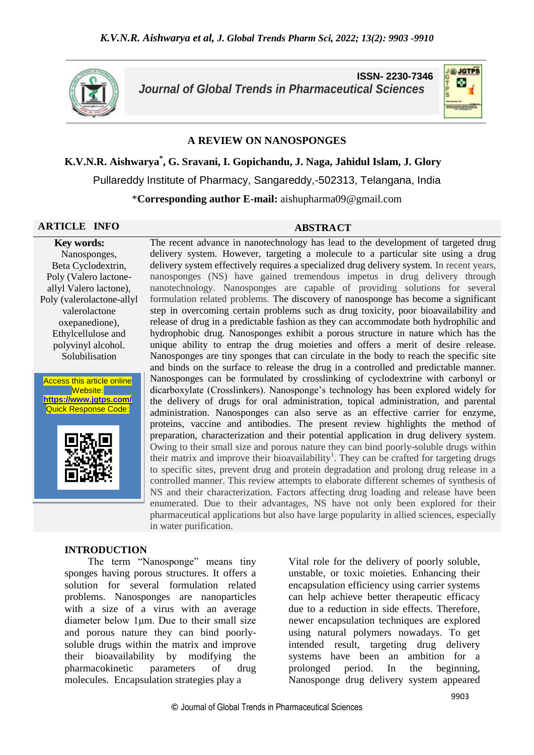ISSN- 2230-7346

*Journal of Global Trends in Pharmaceutical Sciences*

# A REVIEW ON NANOSPONGES

**K.V.N.R. Aishwarya*, G. Sravani, I. Gopichandu, J. Naga, Jahidul Islam, J. Glory**

Pullareddy Institute of Pharmacy, Sangareddy,-502313, Telangana, India

*__Corresponding author E-mail:__ aishupharma09@gmail.com

## ARTICLE INFO

**Key words:**
Nanosponges, Beta Cyclodextrin, Poly (Valero lactone-allyl Valero lactone), Poly (valerolactone-allyl valerolactone oxepanedione), Ethylcellulose and polyvinyl alcohol. Solubilisation

Access this article online
Website:
https://www.jgtps.com/
Quick Response Code:

## ABSTRACT

The recent advance in nanotechnology has lead to the development of targeted drug delivery system. However, targeting a molecule to a particular site using a drug delivery system effectively requires a specialized drug delivery system. In recent years, nanosponges (NS) have gained tremendous impetus in drug delivery through nanotechnology. Nanosponges are capable of providing solutions for several formulation related problems. The discovery of nanosponge has become a significant step in overcoming certain problems such as drug toxicity, poor bioavailability and release of drug in a predictable fashion as they can accommodate both hydrophilic and hydrophobic drug. Nanosponges exhibit a porous structure in nature which has the unique ability to entrap the drug moieties and offers a merit of desire release. Nanosponges are tiny sponges that can circulate in the body to reach the specific site and binds on the surface to release the drug in a controlled and predictable manner. Nanosponges can be formulated by crosslinking of cyclodextrine with carbonyl or dicarboxylate (Crosslinkers). Nanosponge's technology has been explored widely for the delivery of drugs for oral administration, topical administration, and parental administration. Nanosponges can also serve as an effective carrier for enzyme, proteins, vaccine and antibodies. The present review highlights the method of preparation, characterization and their potential application in drug delivery system. Owing to their small size and porous nature they can bind poorly-soluble drugs within their matrix and improve their bioavailability[1]. They can be crafted for targeting drugs to specific sites, prevent drug and protein degradation and prolong drug release in a controlled manner. This review attempts to elaborate different schemes of synthesis of NS and their characterization. Factors affecting drug loading and release have been enumerated. Due to their advantages, NS have not only been explored for their pharmaceutical applications but also have large popularity in allied sciences, especially in water purification.

## INTRODUCTION

The term "Nanosponge" means tiny sponges having porous structures. It offers a solution for several formulation related problems. Nanosponges are nanoparticles with a size of a virus with an average diameter below 1µm. Due to their small size and porous nature they can bind poorly-soluble drugs within the matrix and improve their bioavailability by modifying the pharmacokinetic parameters of drug molecules. Encapsulation strategies play a Vital role for the delivery of poorly soluble, unstable, or toxic moieties. Enhancing their encapsulation efficiency using carrier systems can help achieve better therapeutic efficacy due to a reduction in side effects. Therefore, newer encapsulation techniques are explored using natural polymers nowadays. To get intended result, targeting drug delivery systems have been an ambition for a prolonged period. In the beginning, Nanosponge drug delivery system appeared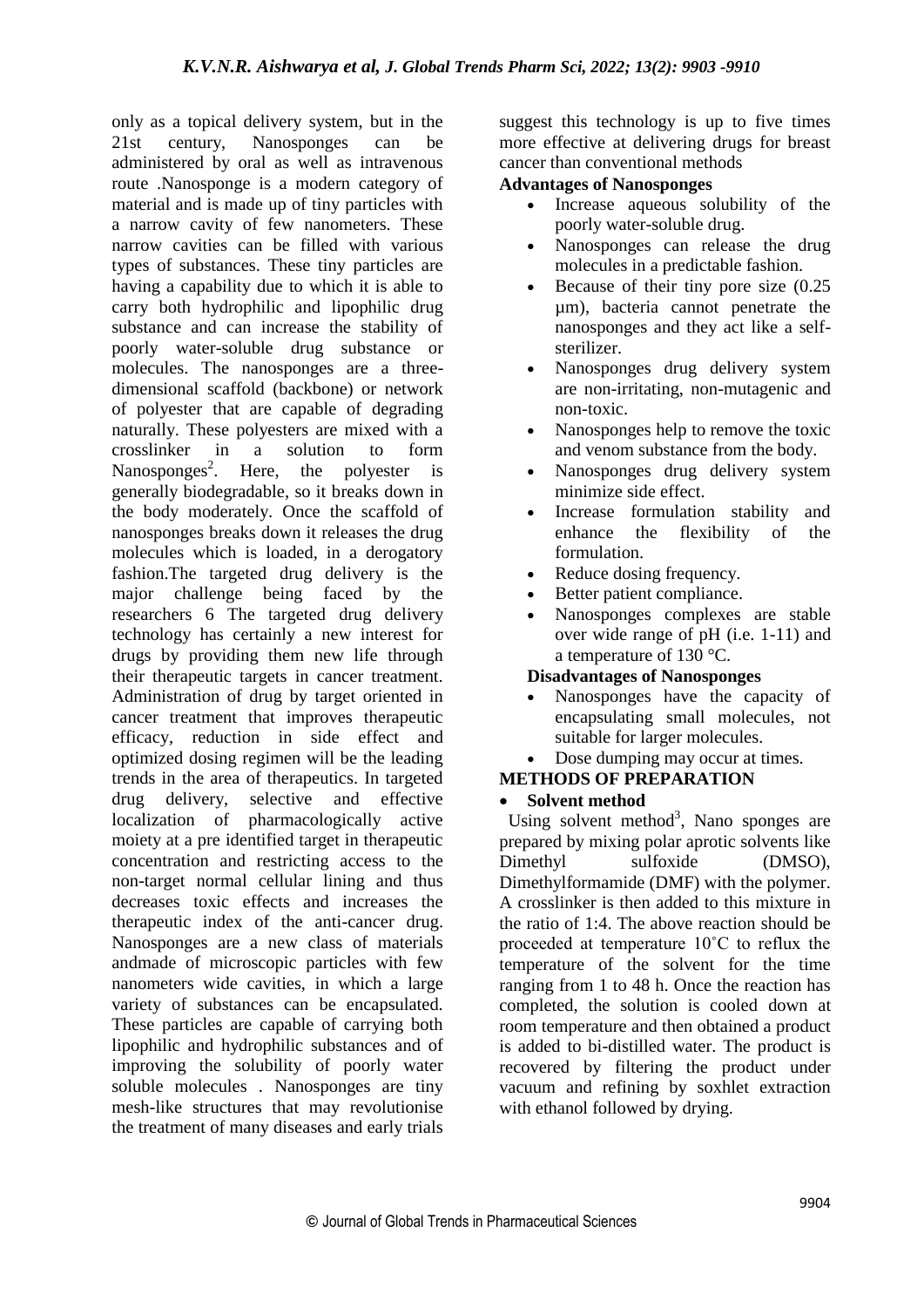only as a topical delivery system, but in the 21st century, Nanosponges can be administered by oral as well as intravenous route .Nanosponge is a modern category of material and is made up of tiny particles with a narrow cavity of few nanometers. These narrow cavities can be filled with various types of substances. These tiny particles are having a capability due to which it is able to carry both hydrophilic and lipophilic drug substance and can increase the stability of poorly water-soluble drug substance or molecules. The nanosponges are a three-dimensional scaffold (backbone) or network of polyester that are capable of degrading naturally. These polyesters are mixed with a crosslinker in a solution to form Nanosponges[2]. Here, the polyester is generally biodegradable, so it breaks down in the body moderately. Once the scaffold of nanosponges breaks down it releases the drug molecules which is loaded, in a derogatory fashion.The targeted drug delivery is the major challenge being faced by the researchers 6 The targeted drug delivery technology has certainly a new interest for drugs by providing them new life through their therapeutic targets in cancer treatment. Administration of drug by target oriented in cancer treatment that improves therapeutic efficacy, reduction in side effect and optimized dosing regimen will be the leading trends in the area of therapeutics. In targeted drug delivery, selective and effective localization of pharmacologically active moiety at a pre identified target in therapeutic concentration and restricting access to the non-target normal cellular lining and thus decreases toxic effects and increases the therapeutic index of the anti-cancer drug. Nanosponges are a new class of materials andmade of microscopic particles with few nanometers wide cavities, in which a large variety of substances can be encapsulated. These particles are capable of carrying both lipophilic and hydrophilic substances and of improving the solubility of poorly water soluble molecules . Nanosponges are tiny mesh-like structures that may revolutionise the treatment of many diseases and early trials suggest this technology is up to five times more effective at delivering drugs for breast cancer than conventional methods

**Advantages of Nanosponges**

- Increase aqueous solubility of the poorly water-soluble drug.
- Nanosponges can release the drug molecules in a predictable fashion.
- Because of their tiny pore size (0.25 μm), bacteria cannot penetrate the nanosponges and they act like a self-sterilizer.
- Nanosponges drug delivery system are non-irritating, non-mutagenic and non-toxic.
- Nanosponges help to remove the toxic and venom substance from the body.
- Nanosponges drug delivery system minimize side effect.
- Increase formulation stability and enhance the flexibility of the formulation.
- Reduce dosing frequency.
- Better patient compliance.
- Nanosponges complexes are stable over wide range of pH (i.e. 1-11) and a temperature of 130 °C.

**Disadvantages of Nanosponges**

- Nanosponges have the capacity of encapsulating small molecules, not suitable for larger molecules.
- Dose dumping may occur at times.

**METHODS OF PREPARATION**

- **Solvent method**

Using solvent method[3], Nano sponges are prepared by mixing polar aprotic solvents like Dimethyl sulfoxide (DMSO), Dimethylformamide (DMF) with the polymer. A crosslinker is then added to this mixture in the ratio of 1:4. The above reaction should be proceeded at temperature 10˚C to reflux the temperature of the solvent for the time ranging from 1 to 48 h. Once the reaction has completed, the solution is cooled down at room temperature and then obtained a product is added to bi-distilled water. The product is recovered by filtering the product under vacuum and refining by soxhlet extraction with ethanol followed by drying.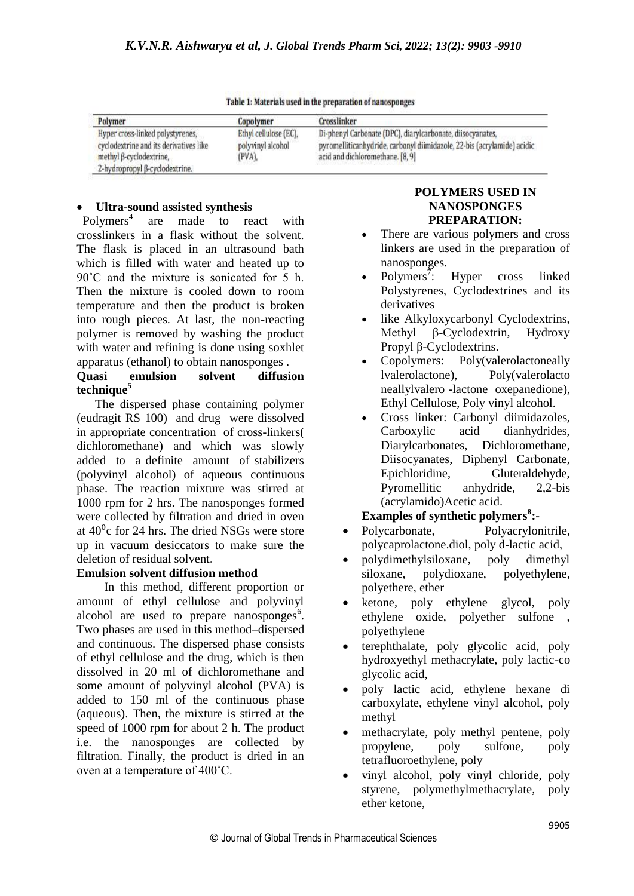Table 1: Materials used in the preparation of nanosponges

| Polymer | Copolymer | Crosslinker |
|---|---|---|
| Hyper cross-linked polystyrenes, cyclodextrine and its derivatives like methyl β-cyclodextrine, 2-hydropropyl β-cyclodextrine. | Ethyl cellulose (EC), polyvinyl alcohol (PVA), | Di-phenyl Carbonate (DPC), diarylcarbonate, diisocyanates, pyromelliticanhydride, carbonyl diimidazole, 22-bis (acrylamide) acidic acid and dichloromethane. [8, 9] |

- **Ultra-sound assisted synthesis**

Polymers[4] are made to react with crosslinkers in a flask without the solvent. The flask is placed in an ultrasound bath which is filled with water and heated up to 90˚C and the mixture is sonicated for 5 h. Then the mixture is cooled down to room temperature and then the product is broken into rough pieces. At last, the non-reacting polymer is removed by washing the product with water and refining is done using soxhlet apparatus (ethanol) to obtain nanosponges .

**Quasi emulsion solvent diffusion technique[5]**

The dispersed phase containing polymer (eudragit RS 100) and drug were dissolved in appropriate concentration of cross-linkers( dichloromethane) and which was slowly added to a definite amount of stabilizers (polyvinyl alcohol) of aqueous continuous phase. The reaction mixture was stirred at 1000 rpm for 2 hrs. The nanosponges formed were collected by filtration and dried in oven at $40^0$c for 24 hrs. The dried NSGs were store up in vacuum desiccators to make sure the deletion of residual solvent.

**Emulsion solvent diffusion method**

In this method, different proportion or amount of ethyl cellulose and polyvinyl alcohol are used to prepare nanosponges[6]. Two phases are used in this method–dispersed and continuous. The dispersed phase consists of ethyl cellulose and the drug, which is then dissolved in 20 ml of dichloromethane and some amount of polyvinyl alcohol (PVA) is added to 150 ml of the continuous phase (aqueous). Then, the mixture is stirred at the speed of 1000 rpm for about 2 h. The product i.e. the nanosponges are collected by filtration. Finally, the product is dried in an oven at a temperature of 400˚C.

**POLYMERS USED IN NANOSPONGES PREPARATION:**

- There are various polymers and cross linkers are used in the preparation of nanosponges.
- Polymers[7]: Hyper cross linked Polystyrenes, Cyclodextrines and its derivatives
- like Alkyloxycarbonyl Cyclodextrins, Methyl β-Cyclodextrin, Hydroxy Propyl β-Cyclodextrins.
- Copolymers: Poly(valerolactoneally lvalerolactone), Poly(valerolacto neallylvalero -lactone oxepanedione), Ethyl Cellulose, Poly vinyl alcohol.
- Cross linker: Carbonyl diimidazoles, Carboxylic acid dianhydrides, Diarylcarbonates, Dichloromethane, Diisocyanates, Diphenyl Carbonate, Epichloridine, Gluteraldehyde, Pyromellitic anhydride, 2,2-bis (acrylamido)Acetic acid.

**Examples of synthetic polymers[8]:-**

- Polycarbonate, Polyacrylonitrile, polycaprolactone.diol, poly d-lactic acid,
- polydimethylsiloxane, poly dimethyl siloxane, polydioxane, polyethylene, polyethere, ether
- ketone, poly ethylene glycol, poly ethylene oxide, polyether sulfone , polyethylene
- terephthalate, poly glycolic acid, poly hydroxyethyl methacrylate, poly lactic-co glycolic acid,
- poly lactic acid, ethylene hexane di carboxylate, ethylene vinyl alcohol, poly methyl
- methacrylate, poly methyl pentene, poly propylene, poly sulfone, poly tetrafluoroethylene, poly
- vinyl alcohol, poly vinyl chloride, poly styrene, polymethylmethacrylate, poly ether ketone,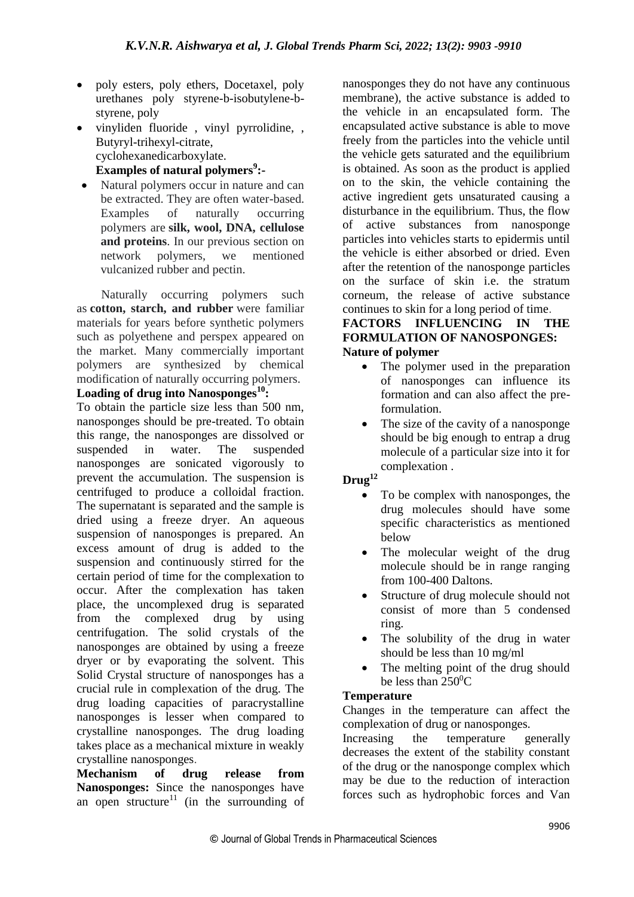- poly esters, poly ethers, Docetaxel, poly urethanes poly styrene-b-isobutylene-b-styrene, poly
- vinyliden fluoride , vinyl pyrrolidine, , Butyryl-trihexyl-citrate, cyclohexanedicarboxylate.

**Examples of natural polymers[9]:-**

- Natural polymers occur in nature and can be extracted. They are often water-based. Examples of naturally occurring polymers are **silk, wool, DNA, cellulose and proteins**. In our previous section on network polymers, we mentioned vulcanized rubber and pectin.

Naturally occurring polymers such as **cotton, starch, and rubber** were familiar materials for years before synthetic polymers such as polyethene and perspex appeared on the market. Many commercially important polymers are synthesized by chemical modification of naturally occurring polymers.

**Loading of drug into Nanosponges[10]:**

To obtain the particle size less than 500 nm, nanosponges should be pre-treated. To obtain this range, the nanosponges are dissolved or suspended in water. The suspended nanosponges are sonicated vigorously to prevent the accumulation. The suspension is centrifuged to produce a colloidal fraction. The supernatant is separated and the sample is dried using a freeze dryer. An aqueous suspension of nanosponges is prepared. An excess amount of drug is added to the suspension and continuously stirred for the certain period of time for the complexation to occur. After the complexation has taken place, the uncomplexed drug is separated from the complexed drug by using centrifugation. The solid crystals of the nanosponges are obtained by using a freeze dryer or by evaporating the solvent. This Solid Crystal structure of nanosponges has a crucial rule in complexation of the drug. The drug loading capacities of paracrystalline nanosponges is lesser when compared to crystalline nanosponges. The drug loading takes place as a mechanical mixture in weakly crystalline nanosponges.

**Mechanism of drug release from Nanosponges:** Since the nanosponges have an open structure[11] (in the surrounding of nanosponges they do not have any continuous membrane), the active substance is added to the vehicle in an encapsulated form. The encapsulated active substance is able to move freely from the particles into the vehicle until the vehicle gets saturated and the equilibrium is obtained. As soon as the product is applied on to the skin, the vehicle containing the active ingredient gets unsaturated causing a disturbance in the equilibrium. Thus, the flow of active substances from nanosponge particles into vehicles starts to epidermis until the vehicle is either absorbed or dried. Even after the retention of the nanosponge particles on the surface of skin i.e. the stratum corneum, the release of active substance continues to skin for a long period of time.

**FACTORS INFLUENCING IN THE FORMULATION OF NANOSPONGES:**

**Nature of polymer**

- The polymer used in the preparation of nanosponges can influence its formation and can also affect the pre-formulation.
- The size of the cavity of a nanosponge should be big enough to entrap a drug molecule of a particular size into it for complexation .

**Drug[12]**

- To be complex with nanosponges, the drug molecules should have some specific characteristics as mentioned below
- The molecular weight of the drug molecule should be in range ranging from 100-400 Daltons.
- Structure of drug molecule should not consist of more than 5 condensed ring.
- The solubility of the drug in water should be less than 10 mg/ml
- The melting point of the drug should be less than $250^0$C

**Temperature**

Changes in the temperature can affect the complexation of drug or nanosponges.

Increasing the temperature generally decreases the extent of the stability constant of the drug or the nanosponge complex which may be due to the reduction of interaction forces such as hydrophobic forces and Van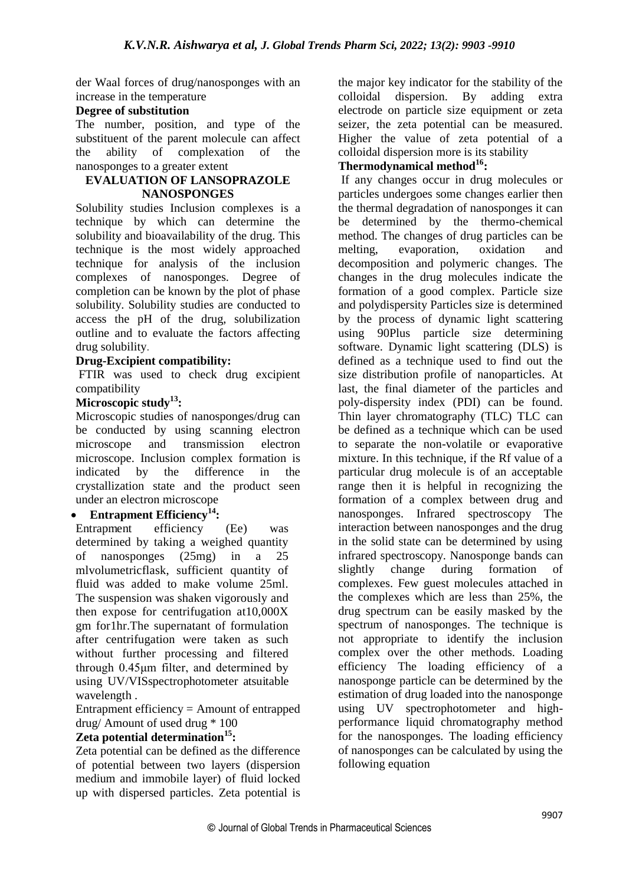der Waal forces of drug/nanosponges with an increase in the temperature

**Degree of substitution**

The number, position, and type of the substituent of the parent molecule can affect the ability of complexation of the nanosponges to a greater extent

## EVALUATION OF LANSOPRAZOLE NANOSPONGES

Solubility studies Inclusion complexes is a technique by which can determine the solubility and bioavailability of the drug. This technique is the most widely approached technique for analysis of the inclusion complexes of nanosponges. Degree of completion can be known by the plot of phase solubility. Solubility studies are conducted to access the pH of the drug, solubilization outline and to evaluate the factors affecting drug solubility.

**Drug-Excipient compatibility:**

FTIR was used to check drug excipient compatibility

**Microscopic study[13]:**

Microscopic studies of nanosponges/drug can be conducted by using scanning electron microscope and transmission electron microscope. Inclusion complex formation is indicated by the difference in the crystallization state and the product seen under an electron microscope

- **Entrapment Efficiency[14]:**

Entrapment efficiency (Ee) was determined by taking a weighed quantity of nanosponges (25mg) in a 25 mlvolumetricflask, sufficient quantity of fluid was added to make volume 25ml. The suspension was shaken vigorously and then expose for centrifugation at10,000X gm for1hr.The supernatant of formulation after centrifugation were taken as such without further processing and filtered through 0.45μm filter, and determined by using UV/VISspectrophotometer atsuitable wavelength .

Entrapment efficiency = Amount of entrapped drug/ Amount of used drug * 100

**Zeta potential determination[15]:**

Zeta potential can be defined as the difference of potential between two layers (dispersion medium and immobile layer) of fluid locked up with dispersed particles. Zeta potential is the major key indicator for the stability of the colloidal dispersion. By adding extra electrode on particle size equipment or zeta seizer, the zeta potential can be measured. Higher the value of zeta potential of a colloidal dispersion more is its stability

**Thermodynamical method[16]:**

If any changes occur in drug molecules or particles undergoes some changes earlier then the thermal degradation of nanosponges it can be determined by the thermo-chemical method. The changes of drug particles can be melting, evaporation, oxidation and decomposition and polymeric changes. The changes in the drug molecules indicate the formation of a good complex. Particle size and polydispersity Particles size is determined by the process of dynamic light scattering using 90Plus particle size determining software. Dynamic light scattering (DLS) is defined as a technique used to find out the size distribution profile of nanoparticles. At last, the final diameter of the particles and poly-dispersity index (PDI) can be found. Thin layer chromatography (TLC) TLC can be defined as a technique which can be used to separate the non-volatile or evaporative mixture. In this technique, if the Rf value of a particular drug molecule is of an acceptable range then it is helpful in recognizing the formation of a complex between drug and nanosponges. Infrared spectroscopy The interaction between nanosponges and the drug in the solid state can be determined by using infrared spectroscopy. Nanosponge bands can slightly change during formation of complexes. Few guest molecules attached in the complexes which are less than 25%, the drug spectrum can be easily masked by the spectrum of nanosponges. The technique is not appropriate to identify the inclusion complex over the other methods. Loading efficiency The loading efficiency of a nanosponge particle can be determined by the estimation of drug loaded into the nanosponge using UV spectrophotometer and high-performance liquid chromatography method for the nanosponges. The loading efficiency of nanosponges can be calculated by using the following equation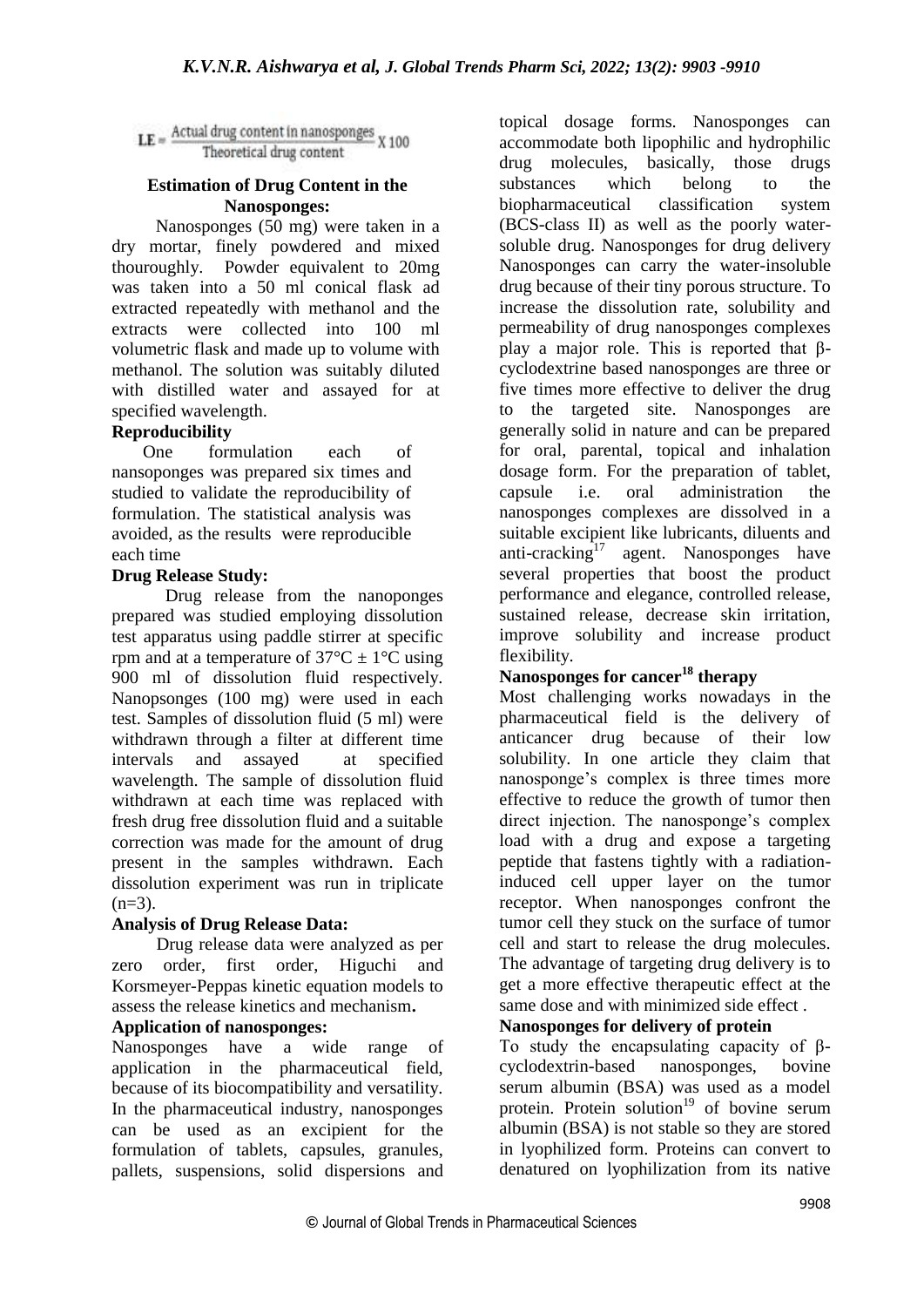$$LE = \frac{\text{Actual drug content in nanosponges}}{\text{Theoretical drug content}} X\ 100$$

### Estimation of Drug Content in the Nanosponges:

Nanosponges (50 mg) were taken in a dry mortar, finely powdered and mixed thouroughly. Powder equivalent to 20mg was taken into a 50 ml conical flask ad extracted repeatedly with methanol and the extracts were collected into 100 ml volumetric flask and made up to volume with methanol. The solution was suitably diluted with distilled water and assayed for at specified wavelength.

### Reproducibility

One formulation each of nansoponges was prepared six times and studied to validate the reproducibility of formulation. The statistical analysis was avoided, as the results were reproducible each time

### Drug Release Study:

Drug release from the nanoponges prepared was studied employing dissolution test apparatus using paddle stirrer at specific rpm and at a temperature of 37°C ± 1°C using 900 ml of dissolution fluid respectively. Nanopsonges (100 mg) were used in each test. Samples of dissolution fluid (5 ml) were withdrawn through a filter at different time intervals and assayed at specified wavelength. The sample of dissolution fluid withdrawn at each time was replaced with fresh drug free dissolution fluid and a suitable correction was made for the amount of drug present in the samples withdrawn. Each dissolution experiment was run in triplicate (n=3).

### Analysis of Drug Release Data:

Drug release data were analyzed as per zero order, first order, Higuchi and Korsmeyer-Peppas kinetic equation models to assess the release kinetics and mechanism**.**

### Application of nanosponges:

Nanosponges have a wide range of application in the pharmaceutical field, because of its biocompatibility and versatility. In the pharmaceutical industry, nanosponges can be used as an excipient for the formulation of tablets, capsules, granules, pallets, suspensions, solid dispersions and topical dosage forms. Nanosponges can accommodate both lipophilic and hydrophilic drug molecules, basically, those drugs substances which belong to the biopharmaceutical classification system (BCS-class II) as well as the poorly water-soluble drug. Nanosponges for drug delivery Nanosponges can carry the water-insoluble drug because of their tiny porous structure. To increase the dissolution rate, solubility and permeability of drug nanosponges complexes play a major role. This is reported that β-cyclodextrine based nanosponges are three or five times more effective to deliver the drug to the targeted site. Nanosponges are generally solid in nature and can be prepared for oral, parental, topical and inhalation dosage form. For the preparation of tablet, capsule i.e. oral administration the nanosponges complexes are dissolved in a suitable excipient like lubricants, diluents and anti-cracking[17] agent. Nanosponges have several properties that boost the product performance and elegance, controlled release, sustained release, decrease skin irritation, improve solubility and increase product flexibility.

### Nanosponges for cancer[18] therapy

Most challenging works nowadays in the pharmaceutical field is the delivery of anticancer drug because of their low solubility. In one article they claim that nanosponge's complex is three times more effective to reduce the growth of tumor then direct injection. The nanosponge's complex load with a drug and expose a targeting peptide that fastens tightly with a radiation-induced cell upper layer on the tumor receptor. When nanosponges confront the tumor cell they stuck on the surface of tumor cell and start to release the drug molecules. The advantage of targeting drug delivery is to get a more effective therapeutic effect at the same dose and with minimized side effect .

### Nanosponges for delivery of protein

To study the encapsulating capacity of β-cyclodextrin-based nanosponges, bovine serum albumin (BSA) was used as a model protein. Protein solution[19] of bovine serum albumin (BSA) is not stable so they are stored in lyophilized form. Proteins can convert to denatured on lyophilization from its native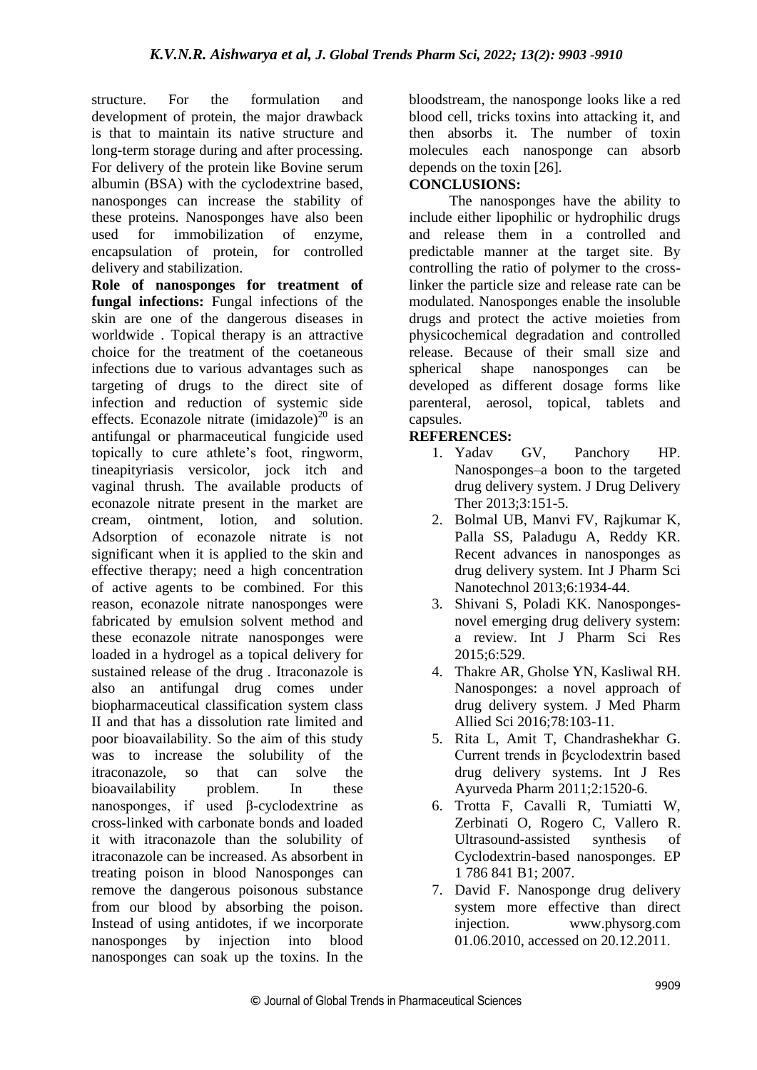structure. For the formulation and development of protein, the major drawback is that to maintain its native structure and long-term storage during and after processing. For delivery of the protein like Bovine serum albumin (BSA) with the cyclodextrine based, nanosponges can increase the stability of these proteins. Nanosponges have also been used for immobilization of enzyme, encapsulation of protein, for controlled delivery and stabilization.

**Role of nanosponges for treatment of fungal infections:** Fungal infections of the skin are one of the dangerous diseases in worldwide . Topical therapy is an attractive choice for the treatment of the coetaneous infections due to various advantages such as targeting of drugs to the direct site of infection and reduction of systemic side effects. Econazole nitrate (imidazole)[20] is an antifungal or pharmaceutical fungicide used topically to cure athlete's foot, ringworm, tineapityriasis versicolor, jock itch and vaginal thrush. The available products of econazole nitrate present in the market are cream, ointment, lotion, and solution. Adsorption of econazole nitrate is not significant when it is applied to the skin and effective therapy; need a high concentration of active agents to be combined. For this reason, econazole nitrate nanosponges were fabricated by emulsion solvent method and these econazole nitrate nanosponges were loaded in a hydrogel as a topical delivery for sustained release of the drug . Itraconazole is also an antifungal drug comes under biopharmaceutical classification system class II and that has a dissolution rate limited and poor bioavailability. So the aim of this study was to increase the solubility of the itraconazole, so that can solve the bioavailability problem. In these nanosponges, if used β-cyclodextrine as cross-linked with carbonate bonds and loaded it with itraconazole than the solubility of itraconazole can be increased. As absorbent in treating poison in blood Nanosponges can remove the dangerous poisonous substance from our blood by absorbing the poison. Instead of using antidotes, if we incorporate nanosponges by injection into blood nanosponges can soak up the toxins. In the bloodstream, the nanosponge looks like a red blood cell, tricks toxins into attacking it, and then absorbs it. The number of toxin molecules each nanosponge can absorb depends on the toxin [26].

## CONCLUSIONS:

The nanosponges have the ability to include either lipophilic or hydrophilic drugs and release them in a controlled and predictable manner at the target site. By controlling the ratio of polymer to the cross-linker the particle size and release rate can be modulated. Nanosponges enable the insoluble drugs and protect the active moieties from physicochemical degradation and controlled release. Because of their small size and spherical shape nanosponges can be developed as different dosage forms like parenteral, aerosol, topical, tablets and capsules.

## REFERENCES:

1. Yadav GV, Panchory HP. Nanosponges–a boon to the targeted drug delivery system. J Drug Delivery Ther 2013;3:151-5.
2. Bolmal UB, Manvi FV, Rajkumar K, Palla SS, Paladugu A, Reddy KR. Recent advances in nanosponges as drug delivery system. Int J Pharm Sci Nanotechnol 2013;6:1934-44.
3. Shivani S, Poladi KK. Nanosponges-novel emerging drug delivery system: a review. Int J Pharm Sci Res 2015;6:529.
4. Thakre AR, Gholse YN, Kasliwal RH. Nanosponges: a novel approach of drug delivery system. J Med Pharm Allied Sci 2016;78:103-11.
5. Rita L, Amit T, Chandrashekhar G. Current trends in βcyclodextrin based drug delivery systems. Int J Res Ayurveda Pharm 2011;2:1520-6.
6. Trotta F, Cavalli R, Tumiatti W, Zerbinati O, Rogero C, Vallero R. Ultrasound-assisted synthesis of Cyclodextrin-based nanosponges. EP 1 786 841 B1; 2007.
7. David F. Nanosponge drug delivery system more effective than direct injection. www.physorg.com 01.06.2010, accessed on 20.12.2011.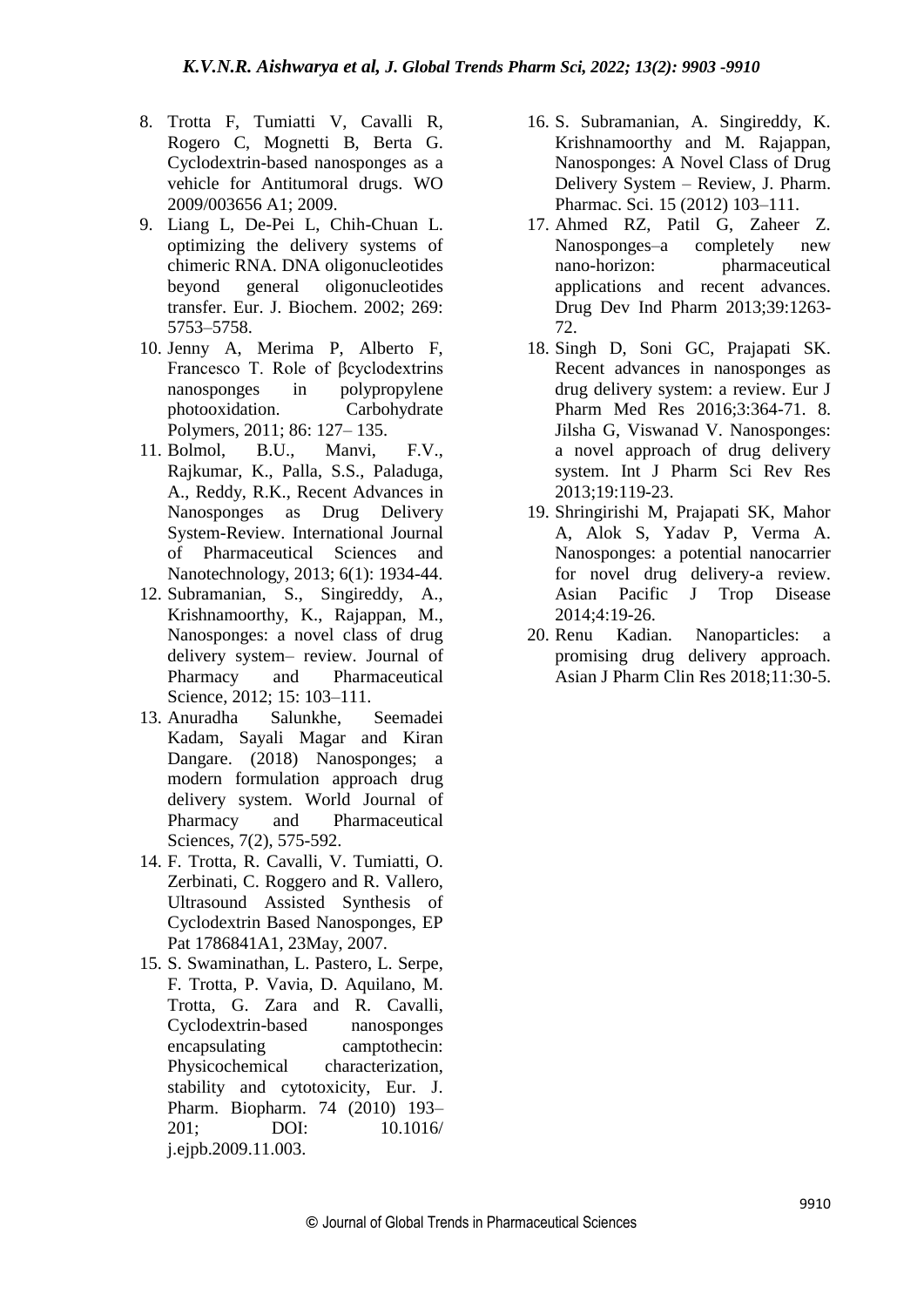8. Trotta F, Tumiatti V, Cavalli R, Rogero C, Mognetti B, Berta G. Cyclodextrin-based nanosponges as a vehicle for Antitumoral drugs. WO 2009/003656 A1; 2009.
9. Liang L, De-Pei L, Chih-Chuan L. optimizing the delivery systems of chimeric RNA. DNA oligonucleotides beyond general oligonucleotides transfer. Eur. J. Biochem. 2002; 269: 5753–5758.
10. Jenny A, Merima P, Alberto F, Francesco T. Role of βcyclodextrins nanosponges in polypropylene photooxidation. Carbohydrate Polymers, 2011; 86: 127– 135.
11. Bolmol, B.U., Manvi, F.V., Rajkumar, K., Palla, S.S., Paladuga, A., Reddy, R.K., Recent Advances in Nanosponges as Drug Delivery System-Review. International Journal of Pharmaceutical Sciences and Nanotechnology, 2013; 6(1): 1934-44.
12. Subramanian, S., Singireddy, A., Krishnamoorthy, K., Rajappan, M., Nanosponges: a novel class of drug delivery system– review. Journal of Pharmacy and Pharmaceutical Science, 2012; 15: 103–111.
13. Anuradha Salunkhe, Seemadei Kadam, Sayali Magar and Kiran Dangare. (2018) Nanosponges; a modern formulation approach drug delivery system. World Journal of Pharmacy and Pharmaceutical Sciences, 7(2), 575-592.
14. F. Trotta, R. Cavalli, V. Tumiatti, O. Zerbinati, C. Roggero and R. Vallero, Ultrasound Assisted Synthesis of Cyclodextrin Based Nanosponges, EP Pat 1786841A1, 23May, 2007.
15. S. Swaminathan, L. Pastero, L. Serpe, F. Trotta, P. Vavia, D. Aquilano, M. Trotta, G. Zara and R. Cavalli, Cyclodextrin-based nanosponges encapsulating camptothecin: Physicochemical characterization, stability and cytotoxicity, Eur. J. Pharm. Biopharm. 74 (2010) 193–201; DOI: 10.1016/ j.ejpb.2009.11.003.
16. S. Subramanian, A. Singireddy, K. Krishnamoorthy and M. Rajappan, Nanosponges: A Novel Class of Drug Delivery System – Review, J. Pharm. Pharmac. Sci. 15 (2012) 103–111.
17. Ahmed RZ, Patil G, Zaheer Z. Nanosponges–a completely new nano-horizon: pharmaceutical applications and recent advances. Drug Dev Ind Pharm 2013;39:1263-72.
18. Singh D, Soni GC, Prajapati SK. Recent advances in nanosponges as drug delivery system: a review. Eur J Pharm Med Res 2016;3:364-71. 8. Jilsha G, Viswanad V. Nanosponges: a novel approach of drug delivery system. Int J Pharm Sci Rev Res 2013;19:119-23.
19. Shringirishi M, Prajapati SK, Mahor A, Alok S, Yadav P, Verma A. Nanosponges: a potential nanocarrier for novel drug delivery-a review. Asian Pacific J Trop Disease 2014;4:19-26.
20. Renu Kadian. Nanoparticles: a promising drug delivery approach. Asian J Pharm Clin Res 2018;11:30-5.